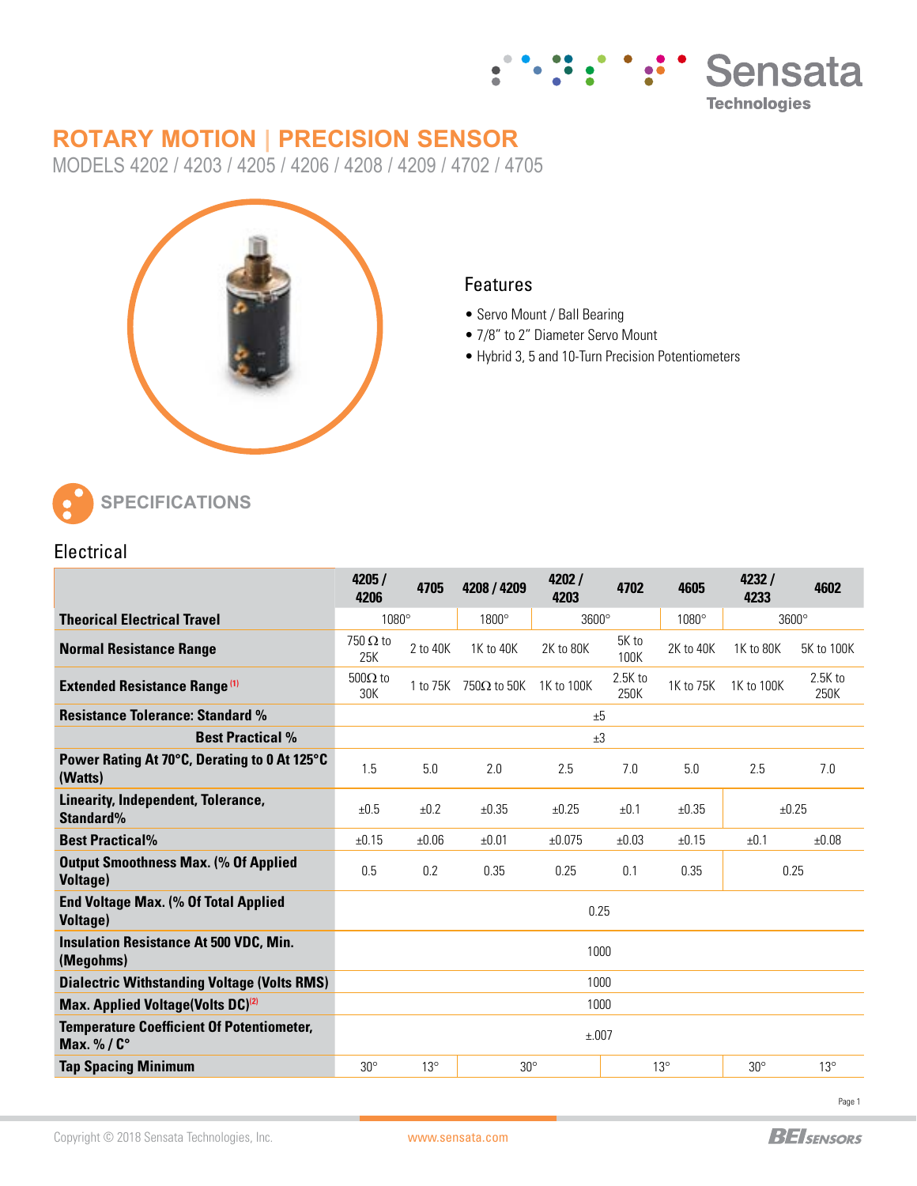# ROTARY MOTION | PRECISION SENSOR

MODELS 4202 / 4203 / 4205 / 4206 / 4208 / 4209 / 4702 / 4705

## Features

- Servo Mount / Ball Bearing
- 7/8" to 2" Diameter Servo Mount
- Hybrid 3, 5 and 10-Turn Precision Potentiometers

## SPECIFICATIONS

### Electrical

| | 4205 / 4206 | 4705 | 4208 / 4209 | 4202 / 4203 | 4702 | 4605 | 4232 / 4233 | 4602 |
|---|---|---|---|---|---|---|---|---|
| **Theorical Electrical Travel** | 1080° | | 1800° | 3600° | | 1080° | 3600° | |
| **Normal Resistance Range** | 750 Ω to 25K | 2 to 40K | 1K to 40K | 2K to 80K | 5K to 100K | 2K to 40K | 1K to 80K | 5K to 100K |
| **Extended Resistance Range** [1] | 500Ω to 30K | 1 to 75K | 750Ω to 50K | 1K to 100K | 2.5K to 250K | 1K to 75K | 1K to 100K | 2.5K to 250K |
| **Resistance Tolerance: Standard %** | ±5 | | | | | | | |
| **Best Practical %** | ±3 | | | | | | | |
| **Power Rating At 70°C, Derating to 0 At 125°C (Watts)** | 1.5 | 5.0 | 2.0 | 2.5 | 7.0 | 5.0 | 2.5 | 7.0 |
| **Linearity, Independent, Tolerance, Standard%** | ±0.5 | ±0.2 | ±0.35 | ±0.25 | ±0.1 | ±0.35 | ±0.25 | |
| **Best Practical%** | ±0.15 | ±0.06 | ±0.01 | ±0.075 | ±0.03 | ±0.15 | ±0.1 | ±0.08 |
| **Output Smoothness Max. (% Of Applied Voltage)** | 0.5 | 0.2 | 0.35 | 0.25 | 0.1 | 0.35 | 0.25 | |
| **End Voltage Max. (% Of Total Applied Voltage)** | 0.25 | | | | | | | |
| **Insulation Resistance At 500 VDC, Min. (Megohms)** | 1000 | | | | | | | |
| **Dialectric Withstanding Voltage (Volts RMS)** | 1000 | | | | | | | |
| **Max. Applied Voltage(Volts DC)** [2] | 1000 | | | | | | | |
| **Temperature Coefficient Of Potentiometer, Max. % / C°** | ±.007 | | | | | | | |
| **Tap Spacing Minimum** | 30° | 13° | 30° | | 13° | | 30° | 13° |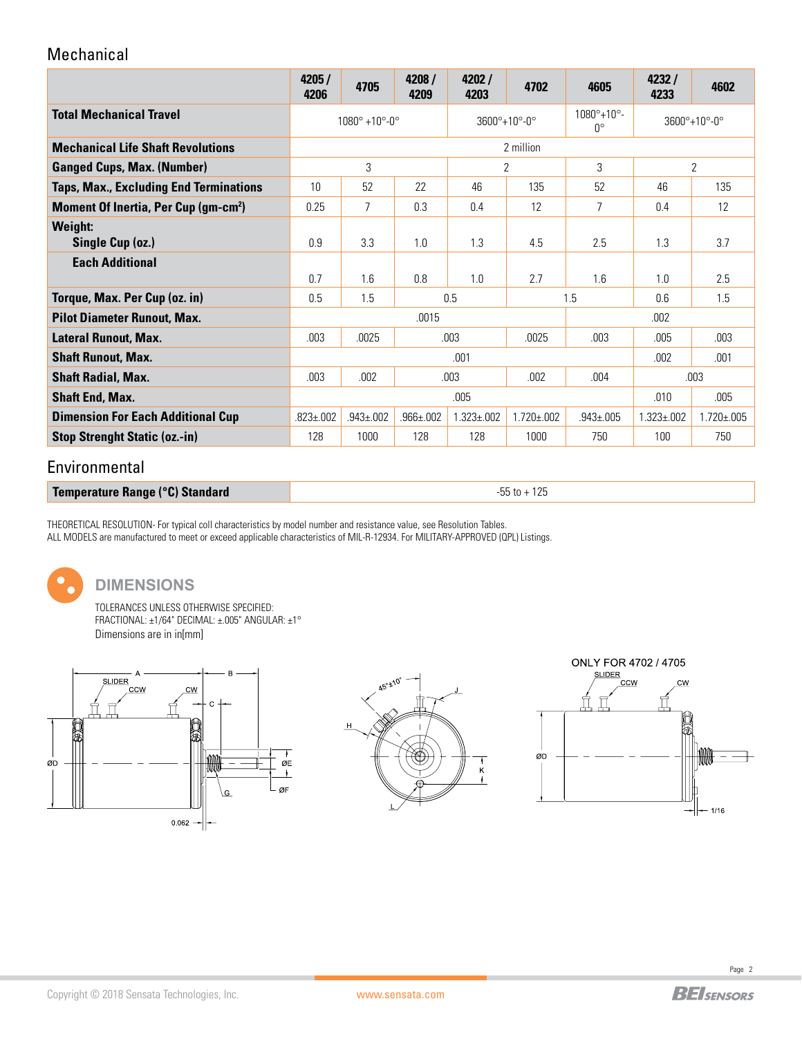## Mechanical

| | 4205 / 4206 | 4705 | 4208 / 4209 | 4202 / 4203 | 4702 | 4605 | 4232 / 4233 | 4602 |
|---|---|---|---|---|---|---|---|---|
| **Total Mechanical Travel** | 1080° +10°-0° | | | 3600°+10°-0° | | 1080°+10°-0° | 3600°+10°-0° | |
| **Mechanical Life Shaft Revolutions** | 2 million | | | | | | | |
| **Ganged Cups, Max. (Number)** | 3 | | | 2 | | 3 | 2 | |
| **Taps, Max., Excluding End Terminations** | 10 | 52 | 22 | 46 | 135 | 52 | 46 | 135 |
| **Moment Of Inertia, Per Cup (gm-cm²)** | 0.25 | 7 | 0.3 | 0.4 | 12 | 7 | 0.4 | 12 |
| **Weight:** **Single Cup (oz.)** | 0.9 | 3.3 | 1.0 | 1.3 | 4.5 | 2.5 | 1.3 | 3.7 |
| **Each Additional** | 0.7 | 1.6 | 0.8 | 1.0 | 2.7 | 1.6 | 1.0 | 2.5 |
| **Torque, Max. Per Cup (oz. in)** | 0.5 | 1.5 | 0.5 | | 1.5 | | 0.6 | 1.5 |
| **Pilot Diameter Runout, Max.** | .0015 | | | | | .002 | | |
| **Lateral Runout, Max.** | .003 | .0025 | .003 | | .0025 | .003 | .005 | .003 |
| **Shaft Runout, Max.** | .001 | | | | | | .002 | .001 |
| **Shaft Radial, Max.** | .003 | .002 | .003 | | .002 | .004 | .003 | |
| **Shaft End, Max.** | .005 | | | | | | .010 | .005 |
| **Dimension For Each Additional Cup** | .823±.002 | .943±.002 | .966±.002 | 1.323±.002 | 1.720±.002 | .943±.005 | 1.323±.002 | 1.720±.005 |
| **Stop Strenght Static (oz.-in)** | 128 | 1000 | 128 | 128 | 1000 | 750 | 100 | 750 |

## Environmental

| | |
|---|---|
| **Temperature Range (°C) Standard** | -55 to + 125 |

THEORETICAL RESOLUTION- For typical coil characteristics by model number and resistance value, see Resolution Tables.
ALL MODELS are manufactured to meet or exceed applicable characteristics of MIL-R-12934. For MILITARY-APPROVED (QPL) Listings.

## DIMENSIONS

TOLERANCES UNLESS OTHERWISE SPECIFIED:
FRACTIONAL: ±1/64" DECIMAL: ±.005" ANGULAR: ±1°
Dimensions are in in[mm]

ONLY FOR 4702 / 4705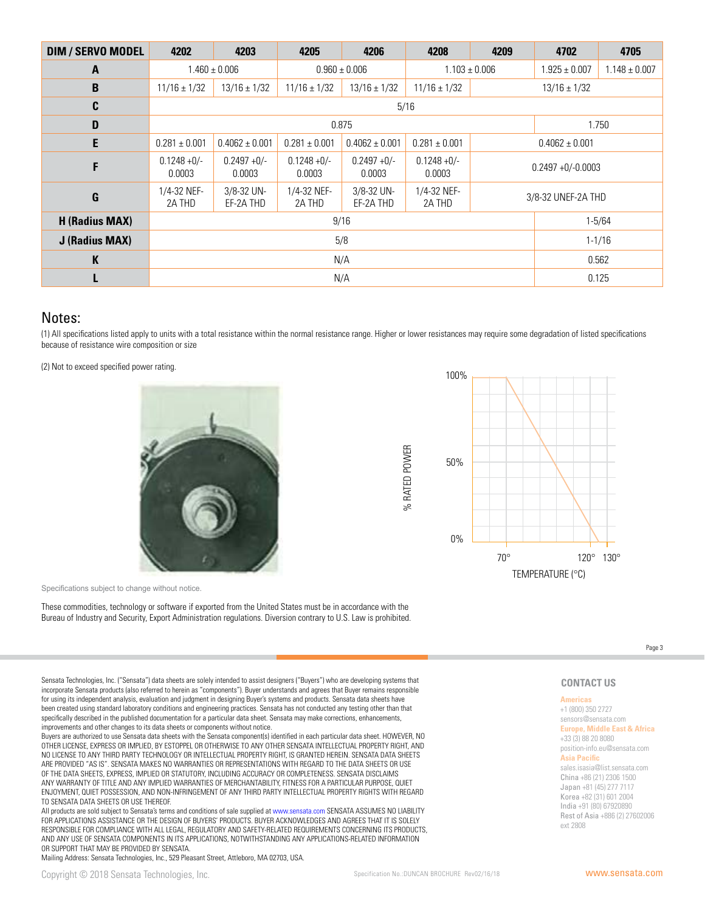| DIM / SERVO MODEL | 4202 | 4203 | 4205 | 4206 | 4208 | 4209 | 4702 | 4705 |
|---|---|---|---|---|---|---|---|---|
| A | 1.460 ± 0.006 | | 0.960 ± 0.006 | | 1.103 ± 0.006 | | 1.925 ± 0.007 | 1.148 ± 0.007 |
| B | 11/16 ± 1/32 | 13/16 ± 1/32 | 11/16 ± 1/32 | 13/16 ± 1/32 | 11/16 ± 1/32 | 13/16 ± 1/32 | | |
| C | 5/16 | | | | | | | |
| D | 0.875 | | | | | | 1.750 | |
| E | 0.281 ± 0.001 | 0.4062 ± 0.001 | 0.281 ± 0.001 | 0.4062 ± 0.001 | 0.281 ± 0.001 | 0.4062 ± 0.001 | | |
| F | 0.1248 +0/-0.0003 | 0.2497 +0/-0.0003 | 0.1248 +0/-0.0003 | 0.2497 +0/-0.0003 | 0.1248 +0/-0.0003 | 0.2497 +0/-0.0003 | | |
| G | 1/4-32 NEF-2A THD | 3/8-32 UN-EF-2A THD | 1/4-32 NEF-2A THD | 3/8-32 UN-EF-2A THD | 1/4-32 NEF-2A THD | 3/8-32 UNEF-2A THD | | |
| H (Radius MAX) | 9/16 | | | | | | 1-5/64 | |
| J (Radius MAX) | 5/8 | | | | | | 1-1/16 | |
| K | N/A | | | | | | 0.562 | |
| L | N/A | | | | | | 0.125 | |

## Notes:

(1) All specifications listed apply to units with a total resistance within the normal resistance range. Higher or lower resistances may require some degradation of listed specifications because of resistance wire composition or size

(2) Not to exceed specified power rating.

100%
50%
0%
% RATED POWER
70°
120°
130°
TEMPERATURE (°C)

Specifications subject to change without notice.

These commodities, technology or software if exported from the United States must be in accordance with the Bureau of Industry and Security, Export Administration regulations. Diversion contrary to U.S. Law is prohibited.

Sensata Technologies, Inc. ("Sensata") data sheets are solely intended to assist designers ("Buyers") who are developing systems that incorporate Sensata products (also referred to herein as "components"). Buyer understands and agrees that Buyer remains responsible for using its independent analysis, evaluation and judgment in designing Buyer's systems and products. Sensata data sheets have been created using standard laboratory conditions and engineering practices. Sensata has not conducted any testing other than that specifically described in the published documentation for a particular data sheet. Sensata may make corrections, enhancements, improvements and other changes to its data sheets or components without notice.

Buyers are authorized to use Sensata data sheets with the Sensata component(s) identified in each particular data sheet. HOWEVER, NO OTHER LICENSE, EXPRESS OR IMPLIED, BY ESTOPPEL OR OTHERWISE TO ANY OTHER SENSATA INTELLECTUAL PROPERTY RIGHT, AND NO LICENSE TO ANY THIRD PARTY TECHNOLOGY OR INTELLECTUAL PROPERTY RIGHT, IS GRANTED HEREIN. SENSATA DATA SHEETS ARE PROVIDED "AS IS". SENSATA MAKES NO WARRANTIES OR REPRESENTATIONS WITH REGARD TO THE DATA SHEETS OR USE OF THE DATA SHEETS, EXPRESS, IMPLIED OR STATUTORY, INCLUDING ACCURACY OR COMPLETENESS. SENSATA DISCLAIMS ANY WARRANTY OF TITLE AND ANY IMPLIED WARRANTIES OF MERCHANTABILITY, FITNESS FOR A PARTICULAR PURPOSE, QUIET ENJOYMENT, QUIET POSSESSION, AND NON-INFRINGEMENT OF ANY THIRD PARTY INTELLECTUAL PROPERTY RIGHTS WITH REGARD TO SENSATA DATA SHEETS OR USE THEREOF.

All products are sold subject to Sensata's terms and conditions of sale supplied at www.sensata.com SENSATA ASSUMES NO LIABILITY FOR APPLICATIONS ASSISTANCE OR THE DESIGN OF BUYERS' PRODUCTS. BUYER ACKNOWLEDGES AND AGREES THAT IT IS SOLELY RESPONSIBLE FOR COMPLIANCE WITH ALL LEGAL, REGULATORY AND SAFETY-RELATED REQUIREMENTS CONCERNING ITS PRODUCTS, AND ANY USE OF SENSATA COMPONENTS IN ITS APPLICATIONS, NOTWITHSTANDING ANY APPLICATIONS-RELATED INFORMATION OR SUPPORT THAT MAY BE PROVIDED BY SENSATA.

Mailing Address: Sensata Technologies, Inc., 529 Pleasant Street, Attleboro, MA 02703, USA.

### CONTACT US

**Americas**
+1 (800) 350 2727
sensors@sensata.com

**Europe, Middle East & Africa**
+33 (3) 88 20 8080
position-info.eu@sensata.com

**Asia Pacific**
sales.isasia@list.sensata.com
China +86 (21) 2306 1500
Japan +81 (45) 277 7117
Korea +82 (31) 601 2004
India +91 (80) 67920890
Rest of Asia +886 (2) 27602006 ext 2808

Copyright © 2018 Sensata Technologies, Inc.

Specification No.:DUNCAN BROCHURE Rev02/16/18

www.sensata.com